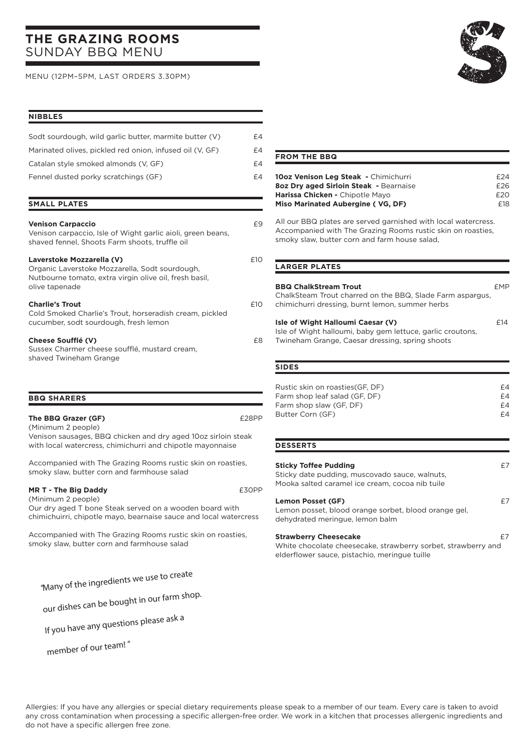# THE GRAZING ROOMS
## SUNDAY BBQ MENU

MENU (12PM–5PM, LAST ORDERS 3.30PM)

### NIBBLES

Sodt sourdough, wild garlic butter, marmite butter (V) — £4

Marinated olives, pickled red onion, infused oil (V, GF) — £4

Catalan style smoked almonds (V, GF) — £4

Fennel dusted porky scratchings (GF) — £4

### SMALL PLATES

**Venison Carpaccio** — £9
Venison carpaccio, Isle of Wight garlic aioli, green beans, shaved fennel, Shoots Farm shoots, truffle oil

**Laverstoke Mozzarella (V)** — £10
Organic Laverstoke Mozzarella, Sodt sourdough, Nutbourne tomato, extra virgin olive oil, fresh basil, olive tapenade

**Charlie's Trout** — £10
Cold Smoked Charlie's Trout, horseradish cream, pickled cucumber, sodt sourdough, fresh lemon

**Cheese Soufflé (V)** — £8
Sussex Charmer cheese soufflé, mustard cream, shaved Twineham Grange

### BBQ SHARERS

**The BBQ Grazer (GF)** — £28PP
(Minimum 2 people)
Venison sausages, BBQ chicken and dry aged 10oz sirloin steak with local watercress, chimichurri and chipotle mayonnaise

Accompanied with The Grazing Rooms rustic skin on roasties, smoky slaw, butter corn and farmhouse salad

**MR T - The Big Daddy** — £30PP
(Minimum 2 people)
Our dry aged T bone Steak served on a wooden board with chimichuirri, chipotle mayo, bearnaise sauce and local watercress

Accompanied with The Grazing Rooms rustic skin on roasties, smoky slaw, butter corn and farmhouse salad

"Many of the ingredients we use to create our dishes can be bought in our farm shop. If you have any questions please ask a member of our team!"

### FROM THE BBQ

**10oz Venison Leg Steak -** Chimichurri — £24

**8oz Dry aged Sirloin Steak -** Bearnaise — £26

**Harissa Chicken -** Chipotle Mayo — £20

**Miso Marinated Aubergine ( VG, DF)** — £18

All our BBQ plates are served garnished with local watercress. Accompanied with The Grazing Rooms rustic skin on roasties, smoky slaw, butter corn and farm house salad,

### LARGER PLATES

**BBQ ChalkStream Trout** — £MP
ChalkSteam Trout charred on the BBQ, Slade Farm aspargus, chimichurri dressing, burnt lemon, summer herbs

**Isle of Wight Halloumi Caesar (V)** — £14
Isle of Wight halloumi, baby gem lettuce, garlic croutons, Twineham Grange, Caesar dressing, spring shoots

### SIDES

Rustic skin on roasties(GF, DF) — £4

Farm shop leaf salad (GF, DF) — £4

Farm shop slaw (GF, DF) — £4

Butter Corn (GF) — £4

### DESSERTS

**Sticky Toffee Pudding** — £7
Sticky date pudding, muscovado sauce, walnuts, Mooka salted caramel ice cream, cocoa nib tuile

**Lemon Posset (GF)** — £7
Lemon posset, blood orange sorbet, blood orange gel, dehydrated meringue, lemon balm

**Strawberry Cheesecake** — £7
White chocolate cheesecake, strawberry sorbet, strawberry and elderflower sauce, pistachio, meringue tuille

Allergies: If you have any allergies or special dietary requirements please speak to a member of our team. Every care is taken to avoid any cross contamination when processing a specific allergen-free order. We work in a kitchen that processes allergenic ingredients and do not have a specific allergen free zone.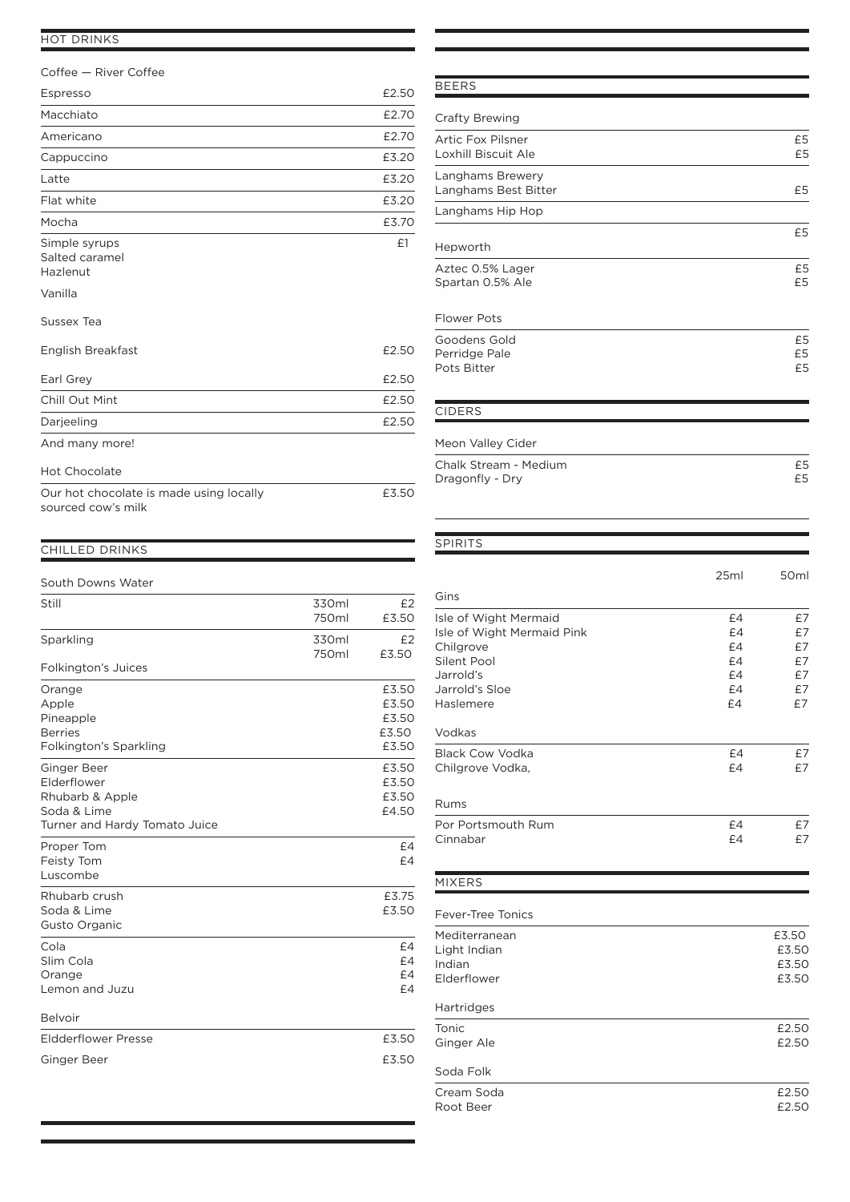## HOT DRINKS

### Coffee — River Coffee

| | |
|---|---|
| Espresso | £2.50 |
| Macchiato | £2.70 |
| Americano | £2.70 |
| Cappuccino | £3.20 |
| Latte | £3.20 |
| Flat white | £3.20 |
| Mocha | £3.70 |
| Simple syrups<br>Salted caramel<br>Hazlenut | £1 |
| Vanilla | |

### Sussex Tea

| | |
|---|---|
| English Breakfast | £2.50 |
| Earl Grey | £2.50 |
| Chill Out Mint | £2.50 |
| Darjeeling | £2.50 |
| And many more! | |

### Hot Chocolate

| | |
|---|---|
| Our hot chocolate is made using locally sourced cow's milk | £3.50 |

## CHILLED DRINKS

### South Downs Water

| | | |
|---|---|---|
| Still | 330ml<br>750ml | £2<br>£3.50 |
| Sparkling | 330ml<br>750ml | £2<br>£3.50 |

### Folkington's Juices

| | |
|---|---|
| Orange | £3.50 |
| Apple | £3.50 |
| Pineapple | £3.50 |
| Berries | £3.50 |
| Folkington's Sparkling | £3.50 |
| Ginger Beer | £3.50 |
| Elderflower | £3.50 |
| Rhubarb & Apple | £3.50 |
| Soda & Lime | £4.50 |
| Turner and Hardy Tomato Juice | |
| Proper Tom | £4 |
| Feisty Tom | £4 |

### Luscombe

| | |
|---|---|
| Rhubarb crush | £3.75 |
| Soda & Lime | £3.50 |

### Gusto Organic

| | |
|---|---|
| Cola | £4 |
| Slim Cola | £4 |
| Orange | £4 |
| Lemon and Juzu | £4 |

### Belvoir

| | |
|---|---|
| Eldderflower Presse | £3.50 |
| Ginger Beer | £3.50 |

## BEERS

### Crafty Brewing

| | |
|---|---|
| Artic Fox Pilsner | £5 |
| Loxhill Biscuit Ale | £5 |

### Langhams Brewery

| | |
|---|---|
| Langhams Best Bitter | £5 |
| Langhams Hip Hop | £5 |

### Hepworth

| | |
|---|---|
| Aztec 0.5% Lager | £5 |
| Spartan 0.5% Ale | £5 |

### Flower Pots

| | |
|---|---|
| Goodens Gold | £5 |
| Perridge Pale | £5 |
| Pots Bitter | £5 |

## CIDERS

### Meon Valley Cider

| | |
|---|---|
| Chalk Stream - Medium | £5 |
| Dragonfly - Dry | £5 |

## SPIRITS

| | 25ml | 50ml |
|---|---|---|
| **Gins** | | |
| Isle of Wight Mermaid | £4 | £7 |
| Isle of Wight Mermaid Pink | £4 | £7 |
| Chilgrove | £4 | £7 |
| Silent Pool | £4 | £7 |
| Jarrold's | £4 | £7 |
| Jarrold's Sloe | £4 | £7 |
| Haslemere | £4 | £7 |
| **Vodkas** | | |
| Black Cow Vodka | £4 | £7 |
| Chilgrove Vodka, | £4 | £7 |
| **Rums** | | |
| Por Portsmouth Rum | £4 | £7 |
| Cinnabar | £4 | £7 |

## MIXERS

### Fever-Tree Tonics

| | |
|---|---|
| Mediterranean | £3.50 |
| Light Indian | £3.50 |
| Indian | £3.50 |
| Elderflower | £3.50 |

### Hartridges

| | |
|---|---|
| Tonic | £2.50 |
| Ginger Ale | £2.50 |

### Soda Folk

| | |
|---|---|
| Cream Soda | £2.50 |
| Root Beer | £2.50 |